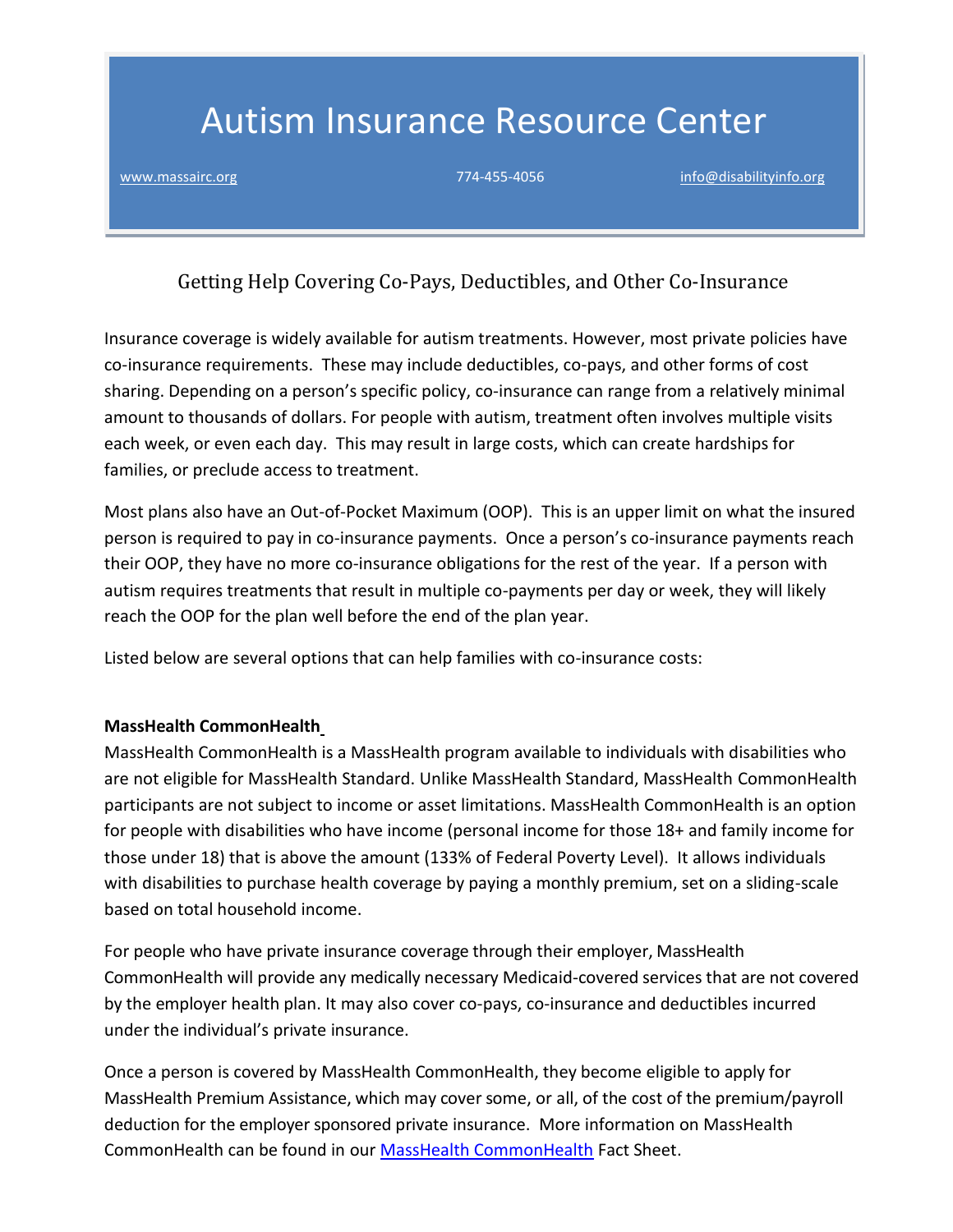# Autism Insurance Resource Center

www.massairc.org 774-455-4056 info@disabilityinfo.org

## Getting Help Covering Co-Pays, Deductibles, and Other Co-Insurance

Insurance coverage is widely available for autism treatments. However, most private policies have co-insurance requirements. These may include deductibles, co-pays, and other forms of cost sharing. Depending on a person's specific policy, co-insurance can range from a relatively minimal amount to thousands of dollars. For people with autism, treatment often involves multiple visits each week, or even each day. This may result in large costs, which can create hardships for families, or preclude access to treatment.

Most plans also have an Out-of-Pocket Maximum (OOP). This is an upper limit on what the insured person is required to pay in co-insurance payments. Once a person's co-insurance payments reach their OOP, they have no more co-insurance obligations for the rest of the year. If a person with autism requires treatments that result in multiple co-payments per day or week, they will likely reach the OOP for the plan well before the end of the plan year.

Listed below are several options that can help families with co-insurance costs:

**MassHealth CommonHealth**

MassHealth CommonHealth is a MassHealth program available to individuals with disabilities who are not eligible for MassHealth Standard. Unlike MassHealth Standard, MassHealth CommonHealth participants are not subject to income or asset limitations. MassHealth CommonHealth is an option for people with disabilities who have income (personal income for those 18+ and family income for those under 18) that is above the amount (133% of Federal Poverty Level). It allows individuals with disabilities to purchase health coverage by paying a monthly premium, set on a sliding-scale based on total household income.

For people who have private insurance coverage through their employer, MassHealth CommonHealth will provide any medically necessary Medicaid-covered services that are not covered by the employer health plan. It may also cover co-pays, co-insurance and deductibles incurred under the individual's private insurance.

Once a person is covered by MassHealth CommonHealth, they become eligible to apply for MassHealth Premium Assistance, which may cover some, or all, of the cost of the premium/payroll deduction for the employer sponsored private insurance. More information on MassHealth CommonHealth can be found in our MassHealth CommonHealth Fact Sheet.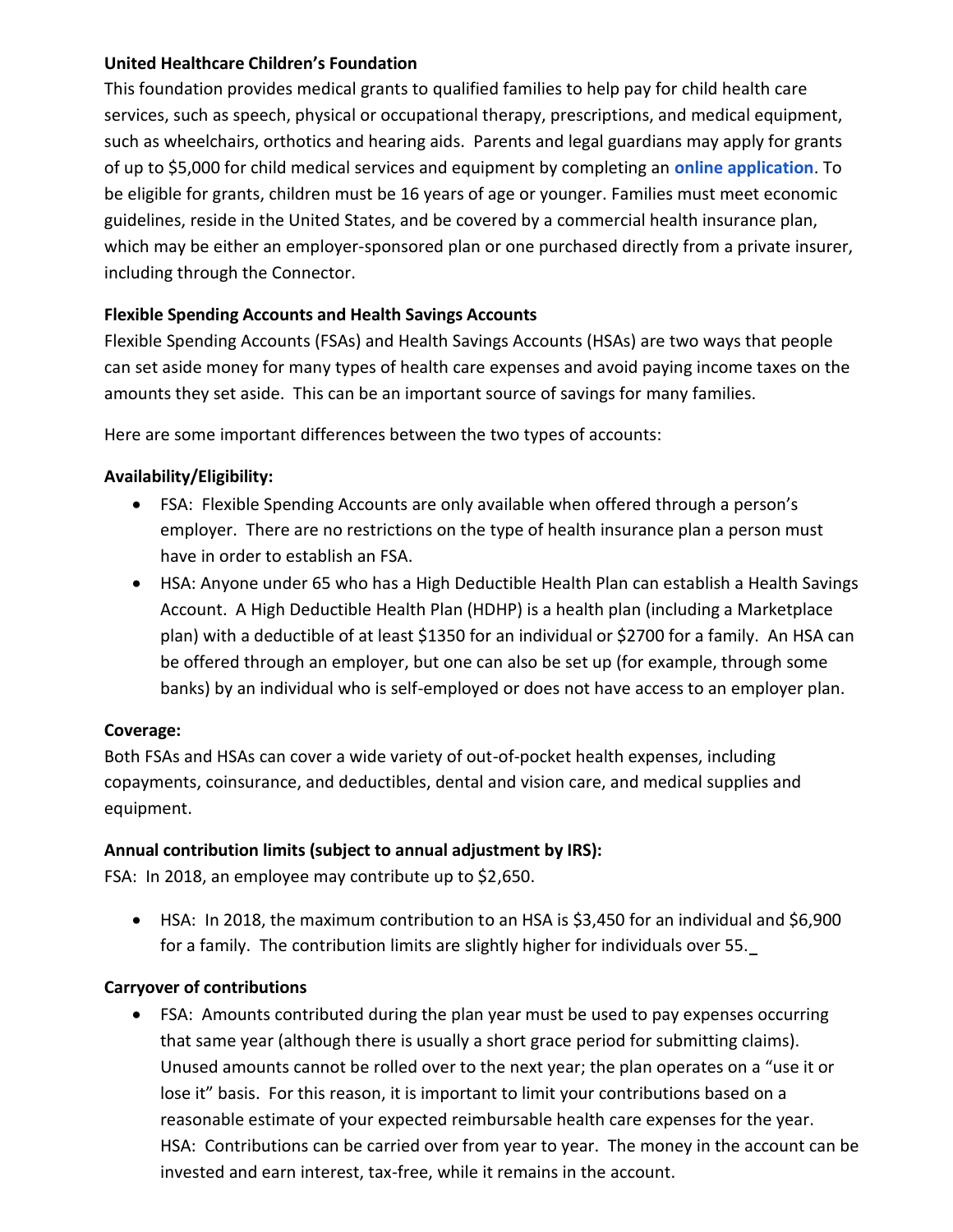**United Healthcare Children's Foundation**

This foundation provides medical grants to qualified families to help pay for child health care services, such as speech, physical or occupational therapy, prescriptions, and medical equipment, such as wheelchairs, orthotics and hearing aids. Parents and legal guardians may apply for grants of up to $5,000 for child medical services and equipment by completing an **online application**. To be eligible for grants, children must be 16 years of age or younger. Families must meet economic guidelines, reside in the United States, and be covered by a commercial health insurance plan, which may be either an employer-sponsored plan or one purchased directly from a private insurer, including through the Connector.

**Flexible Spending Accounts and Health Savings Accounts**

Flexible Spending Accounts (FSAs) and Health Savings Accounts (HSAs) are two ways that people can set aside money for many types of health care expenses and avoid paying income taxes on the amounts they set aside. This can be an important source of savings for many families.

Here are some important differences between the two types of accounts:

**Availability/Eligibility:**

- FSA: Flexible Spending Accounts are only available when offered through a person's employer. There are no restrictions on the type of health insurance plan a person must have in order to establish an FSA.
- HSA: Anyone under 65 who has a High Deductible Health Plan can establish a Health Savings Account. A High Deductible Health Plan (HDHP) is a health plan (including a Marketplace plan) with a deductible of at least $1350 for an individual or $2700 for a family. An HSA can be offered through an employer, but one can also be set up (for example, through some banks) by an individual who is self-employed or does not have access to an employer plan.

**Coverage:**

Both FSAs and HSAs can cover a wide variety of out-of-pocket health expenses, including copayments, coinsurance, and deductibles, dental and vision care, and medical supplies and equipment.

**Annual contribution limits (subject to annual adjustment by IRS):**

FSA: In 2018, an employee may contribute up to $2,650.

- HSA: In 2018, the maximum contribution to an HSA is $3,450 for an individual and $6,900 for a family. The contribution limits are slightly higher for individuals over 55.

**Carryover of contributions**

- FSA: Amounts contributed during the plan year must be used to pay expenses occurring that same year (although there is usually a short grace period for submitting claims). Unused amounts cannot be rolled over to the next year; the plan operates on a "use it or lose it" basis. For this reason, it is important to limit your contributions based on a reasonable estimate of your expected reimbursable health care expenses for the year. HSA: Contributions can be carried over from year to year. The money in the account can be invested and earn interest, tax-free, while it remains in the account.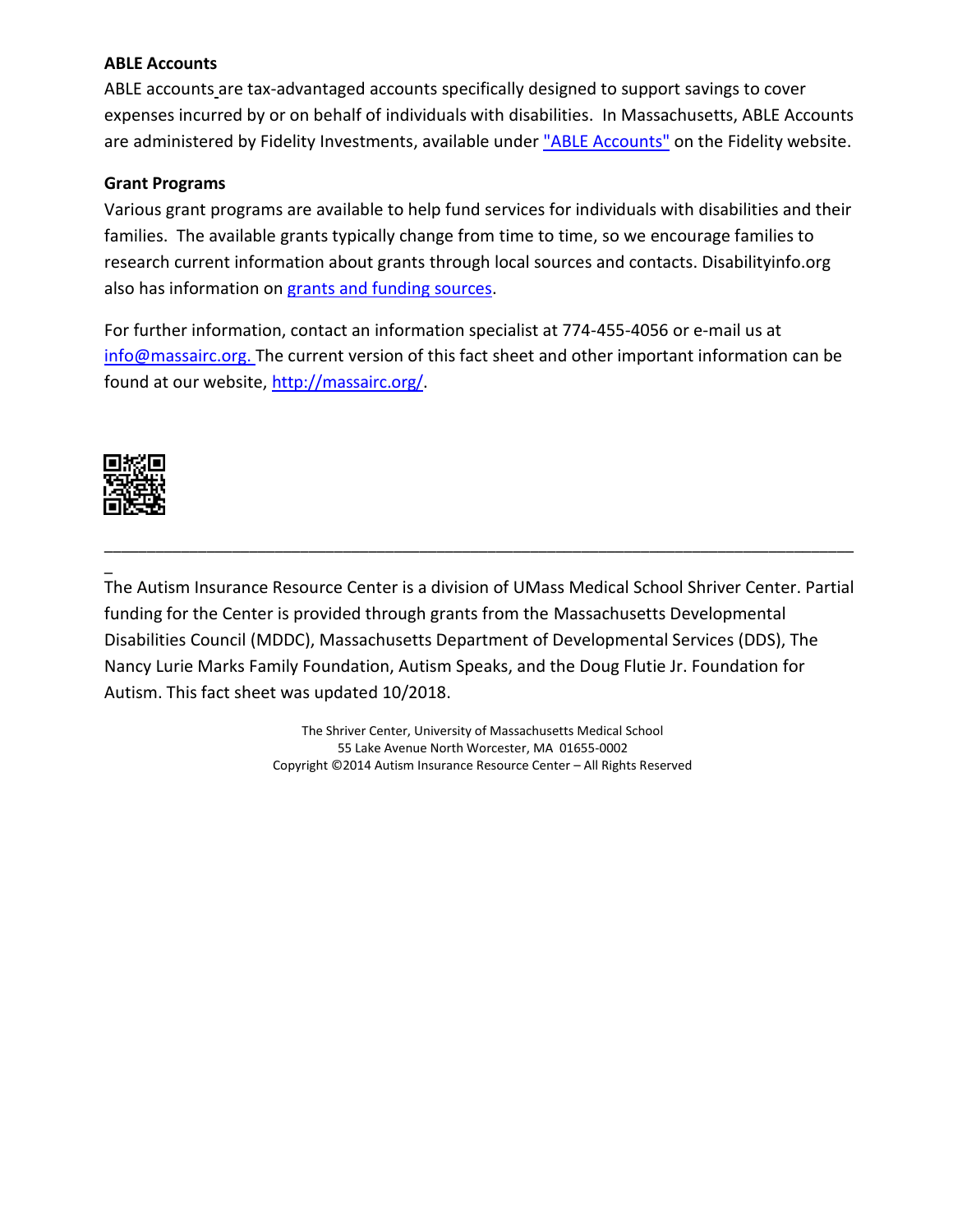**ABLE Accounts**

ABLE accounts are tax-advantaged accounts specifically designed to support savings to cover expenses incurred by or on behalf of individuals with disabilities. In Massachusetts, ABLE Accounts are administered by Fidelity Investments, available under "ABLE Accounts" on the Fidelity website.

**Grant Programs**

Various grant programs are available to help fund services for individuals with disabilities and their families. The available grants typically change from time to time, so we encourage families to research current information about grants through local sources and contacts. Disabilityinfo.org also has information on grants and funding sources.

For further information, contact an information specialist at 774-455-4056 or e-mail us at info@massairc.org. The current version of this fact sheet and other important information can be found at our website, http://massairc.org/.

---

The Autism Insurance Resource Center is a division of UMass Medical School Shriver Center. Partial funding for the Center is provided through grants from the Massachusetts Developmental Disabilities Council (MDDC), Massachusetts Department of Developmental Services (DDS), The Nancy Lurie Marks Family Foundation, Autism Speaks, and the Doug Flutie Jr. Foundation for Autism. This fact sheet was updated 10/2018.

The Shriver Center, University of Massachusetts Medical School
55 Lake Avenue North Worcester, MA 01655-0002
Copyright ©2014 Autism Insurance Resource Center – All Rights Reserved